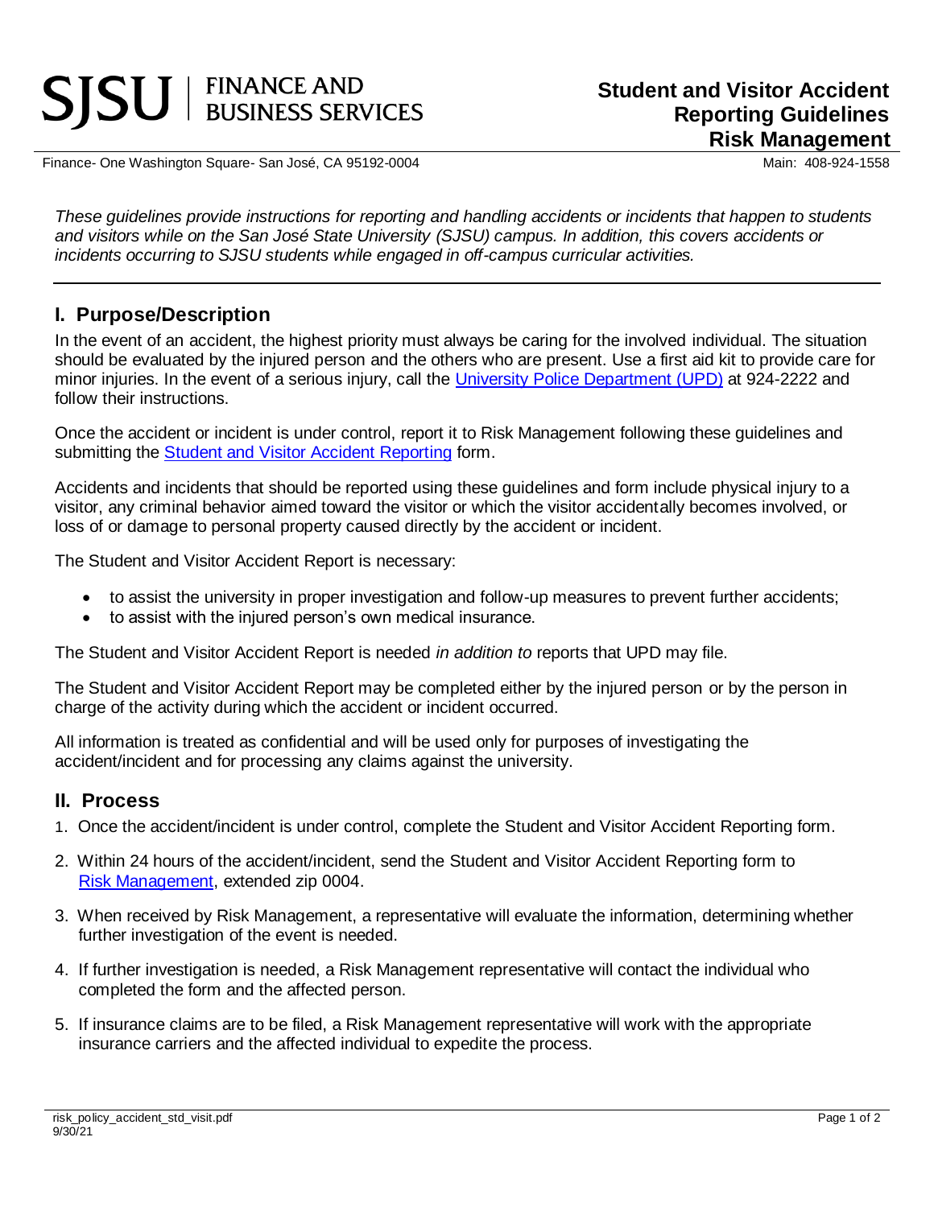# Student and Visitor Accident Reporting Guidelines Risk Management

SJSU | FINANCE AND BUSINESS SERVICES

Finance- One Washington Square- San José, CA 95192-0004 Main: 408-924-1558

*These guidelines provide instructions for reporting and handling accidents or incidents that happen to students and visitors while on the San José State University (SJSU) campus. In addition, this covers accidents or incidents occurring to SJSU students while engaged in off-campus curricular activities.*

## I. Purpose/Description

In the event of an accident, the highest priority must always be caring for the involved individual. The situation should be evaluated by the injured person and the others who are present. Use a first aid kit to provide care for minor injuries. In the event of a serious injury, call the University Police Department (UPD) at 924-2222 and follow their instructions.

Once the accident or incident is under control, report it to Risk Management following these guidelines and submitting the Student and Visitor Accident Reporting form.

Accidents and incidents that should be reported using these guidelines and form include physical injury to a visitor, any criminal behavior aimed toward the visitor or which the visitor accidentally becomes involved, or loss of or damage to personal property caused directly by the accident or incident.

The Student and Visitor Accident Report is necessary:

- to assist the university in proper investigation and follow-up measures to prevent further accidents;
- to assist with the injured person's own medical insurance.

The Student and Visitor Accident Report is needed *in addition to* reports that UPD may file.

The Student and Visitor Accident Report may be completed either by the injured person or by the person in charge of the activity during which the accident or incident occurred.

All information is treated as confidential and will be used only for purposes of investigating the accident/incident and for processing any claims against the university.

## II. Process

1. Once the accident/incident is under control, complete the Student and Visitor Accident Reporting form.
2. Within 24 hours of the accident/incident, send the Student and Visitor Accident Reporting form to Risk Management, extended zip 0004.
3. When received by Risk Management, a representative will evaluate the information, determining whether further investigation of the event is needed.
4. If further investigation is needed, a Risk Management representative will contact the individual who completed the form and the affected person.
5. If insurance claims are to be filed, a Risk Management representative will work with the appropriate insurance carriers and the affected individual to expedite the process.

risk_policy_accident_std_visit.pdf
9/30/21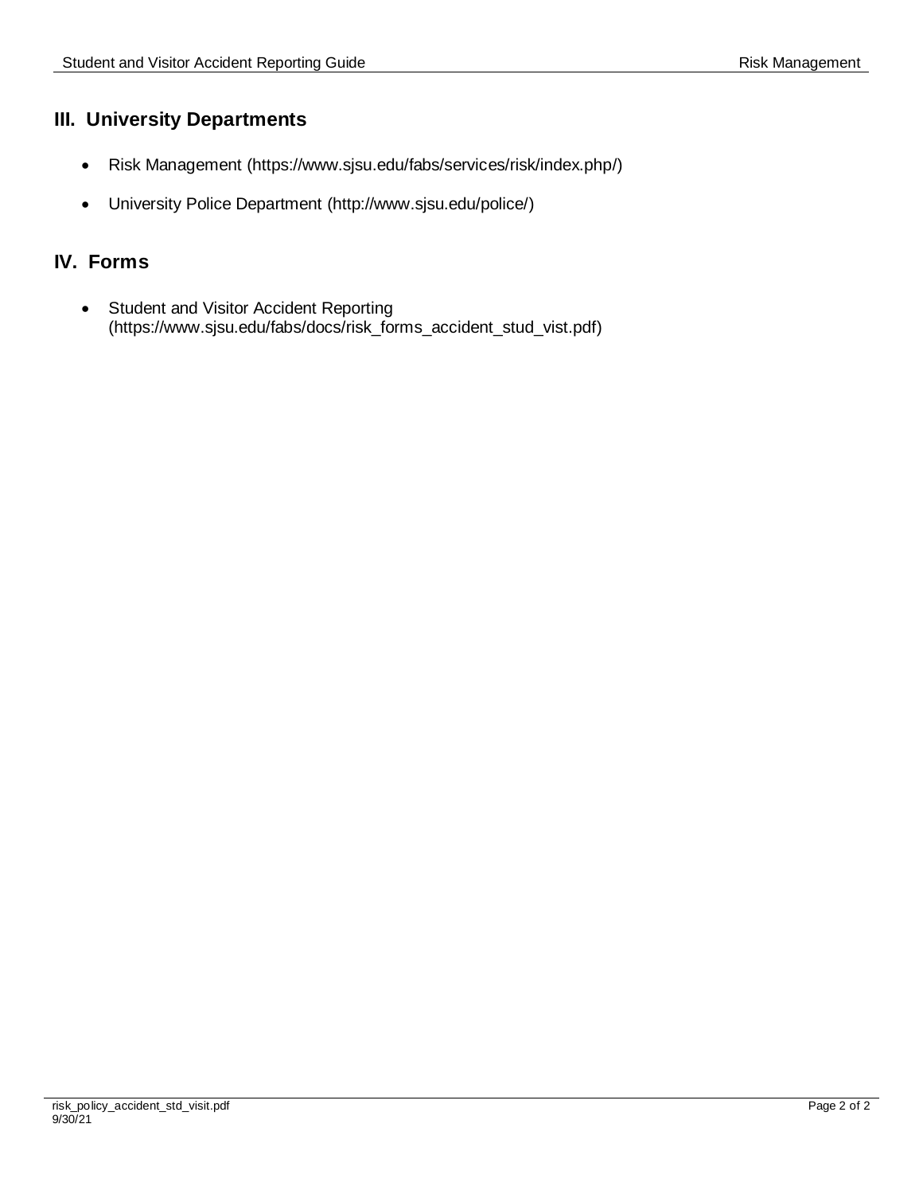## III. University Departments

- Risk Management (https://www.sjsu.edu/fabs/services/risk/index.php/)
- University Police Department (http://www.sjsu.edu/police/)

## IV. Forms

- Student and Visitor Accident Reporting (https://www.sjsu.edu/fabs/docs/risk_forms_accident_stud_vist.pdf)